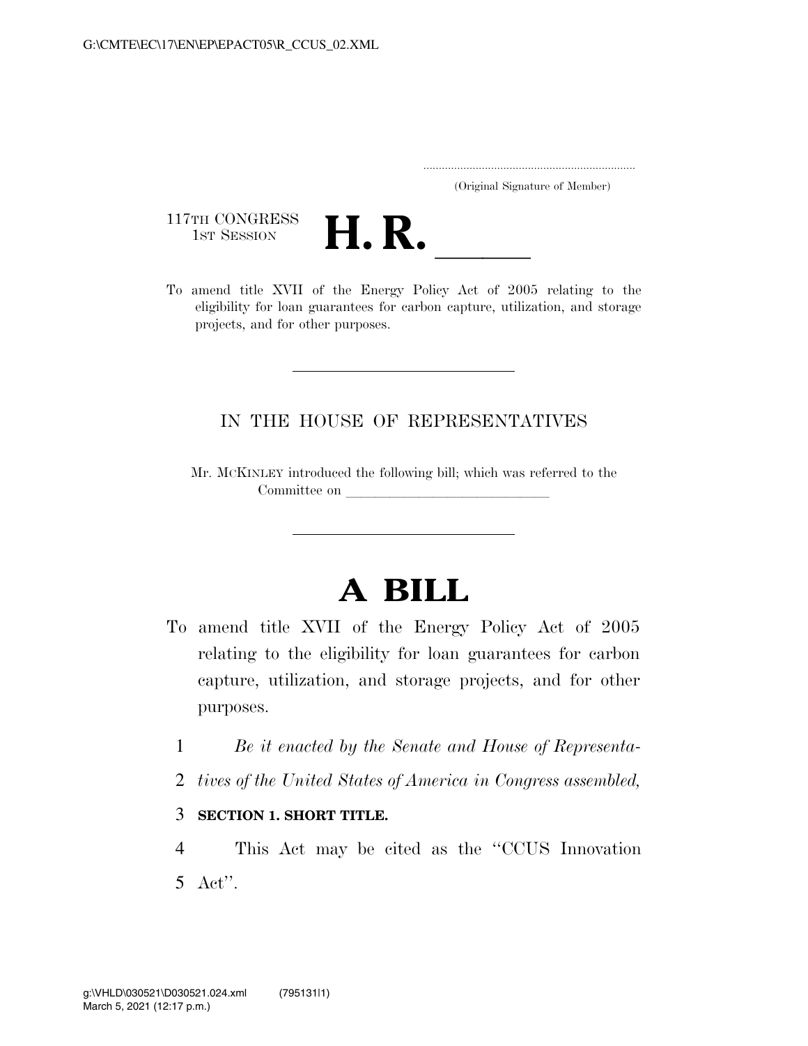G:\CMTE\EC\17\EN\EP\EPACT05\R_CCUS_02.XML

.....................................................................
(Original Signature of Member)

117TH CONGRESS
1ST SESSION

# H. R. \_\_\_\_\_

To amend title XVII of the Energy Policy Act of 2005 relating to the eligibility for loan guarantees for carbon capture, utilization, and storage projects, and for other purposes.

---

IN THE HOUSE OF REPRESENTATIVES

Mr. MCKINLEY introduced the following bill; which was referred to the Committee on \_\_\_\_\_\_\_\_\_\_\_\_\_\_\_\_\_\_\_\_\_\_\_\_\_\_\_\_\_\_

---

# A BILL

To amend title XVII of the Energy Policy Act of 2005 relating to the eligibility for loan guarantees for carbon capture, utilization, and storage projects, and for other purposes.

1 *Be it enacted by the Senate and House of Representa-*
2 *tives of the United States of America in Congress assembled,*

3 **SECTION 1. SHORT TITLE.**

4 This Act may be cited as the ''CCUS Innovation
5 Act''.

g:\VHLD\030521\D030521.024.xml (795131|1)
March 5, 2021 (12:17 p.m.)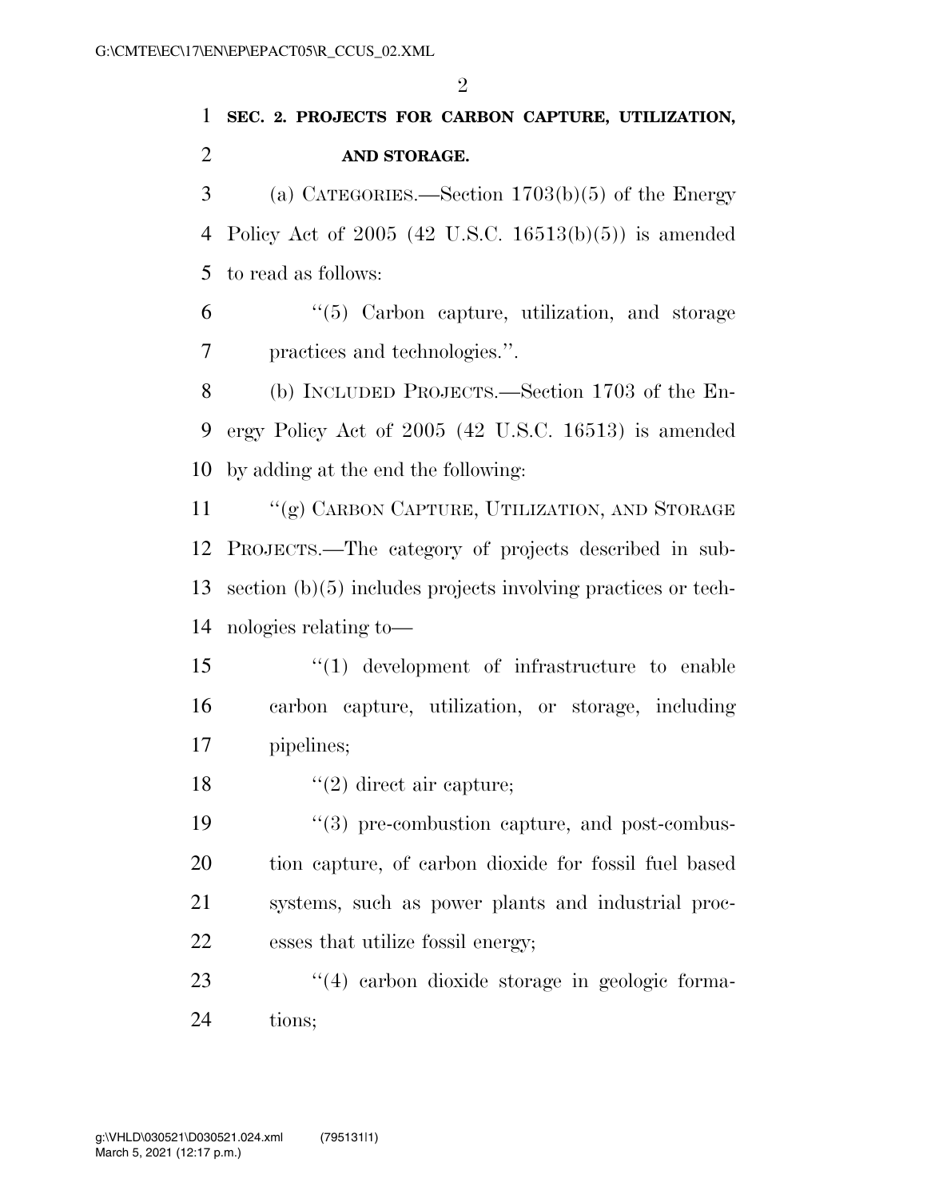**SEC. 2. PROJECTS FOR CARBON CAPTURE, UTILIZATION, AND STORAGE.**

(a) CATEGORIES.—Section 1703(b)(5) of the Energy Policy Act of 2005 (42 U.S.C. 16513(b)(5)) is amended to read as follows:

"(5) Carbon capture, utilization, and storage practices and technologies.".

(b) INCLUDED PROJECTS.—Section 1703 of the Energy Policy Act of 2005 (42 U.S.C. 16513) is amended by adding at the end the following:

"(g) CARBON CAPTURE, UTILIZATION, AND STORAGE PROJECTS.—The category of projects described in subsection (b)(5) includes projects involving practices or technologies relating to—

"(1) development of infrastructure to enable carbon capture, utilization, or storage, including pipelines;

"(2) direct air capture;

"(3) pre-combustion capture, and post-combustion capture, of carbon dioxide for fossil fuel based systems, such as power plants and industrial processes that utilize fossil energy;

"(4) carbon dioxide storage in geologic formations;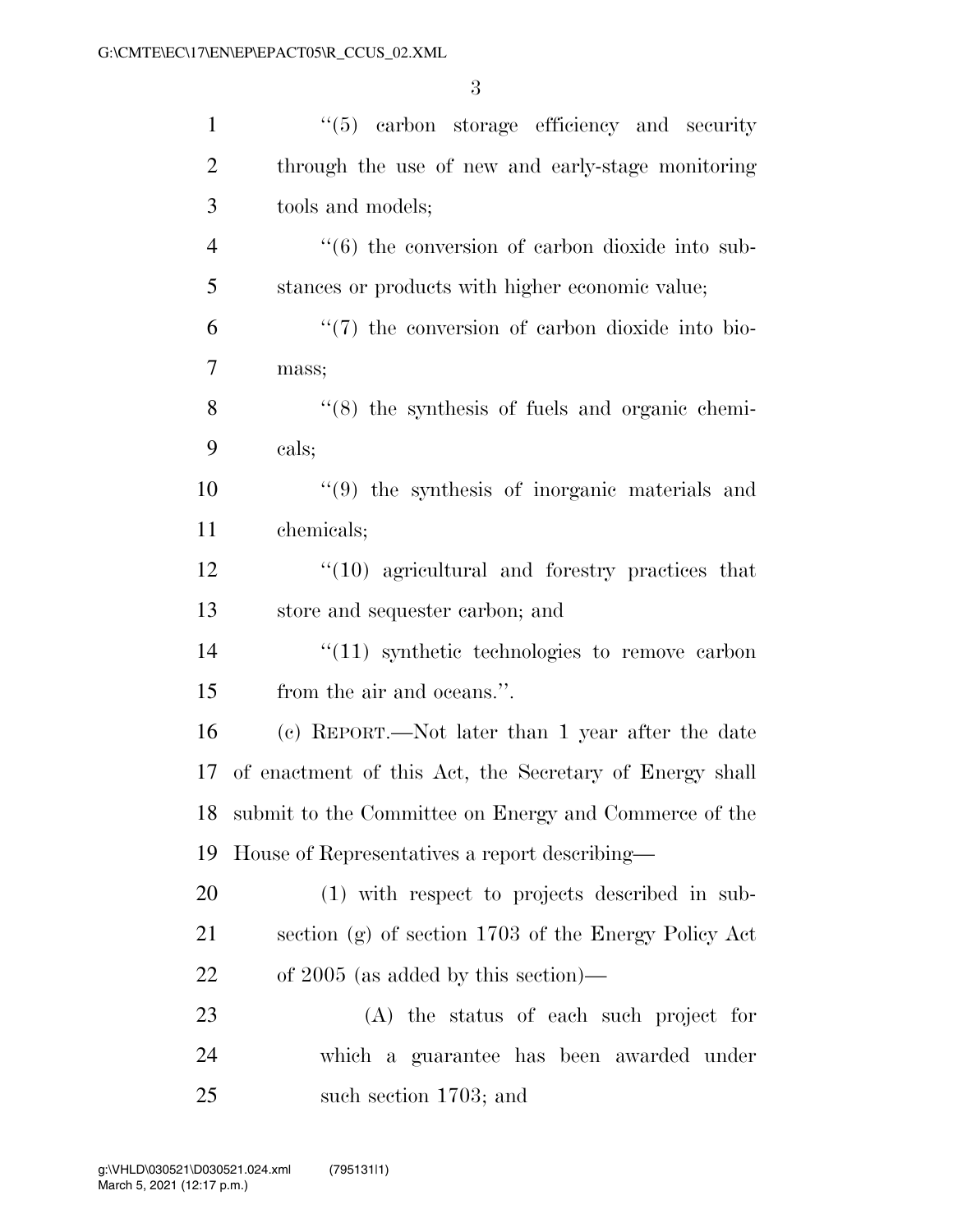"(5) carbon storage efficiency and security through the use of new and early-stage monitoring tools and models;

"(6) the conversion of carbon dioxide into substances or products with higher economic value;

"(7) the conversion of carbon dioxide into biomass;

"(8) the synthesis of fuels and organic chemicals;

"(9) the synthesis of inorganic materials and chemicals;

"(10) agricultural and forestry practices that store and sequester carbon; and

"(11) synthetic technologies to remove carbon from the air and oceans.".

(c) REPORT.—Not later than 1 year after the date of enactment of this Act, the Secretary of Energy shall submit to the Committee on Energy and Commerce of the House of Representatives a report describing—

(1) with respect to projects described in subsection (g) of section 1703 of the Energy Policy Act of 2005 (as added by this section)—

(A) the status of each such project for which a guarantee has been awarded under such section 1703; and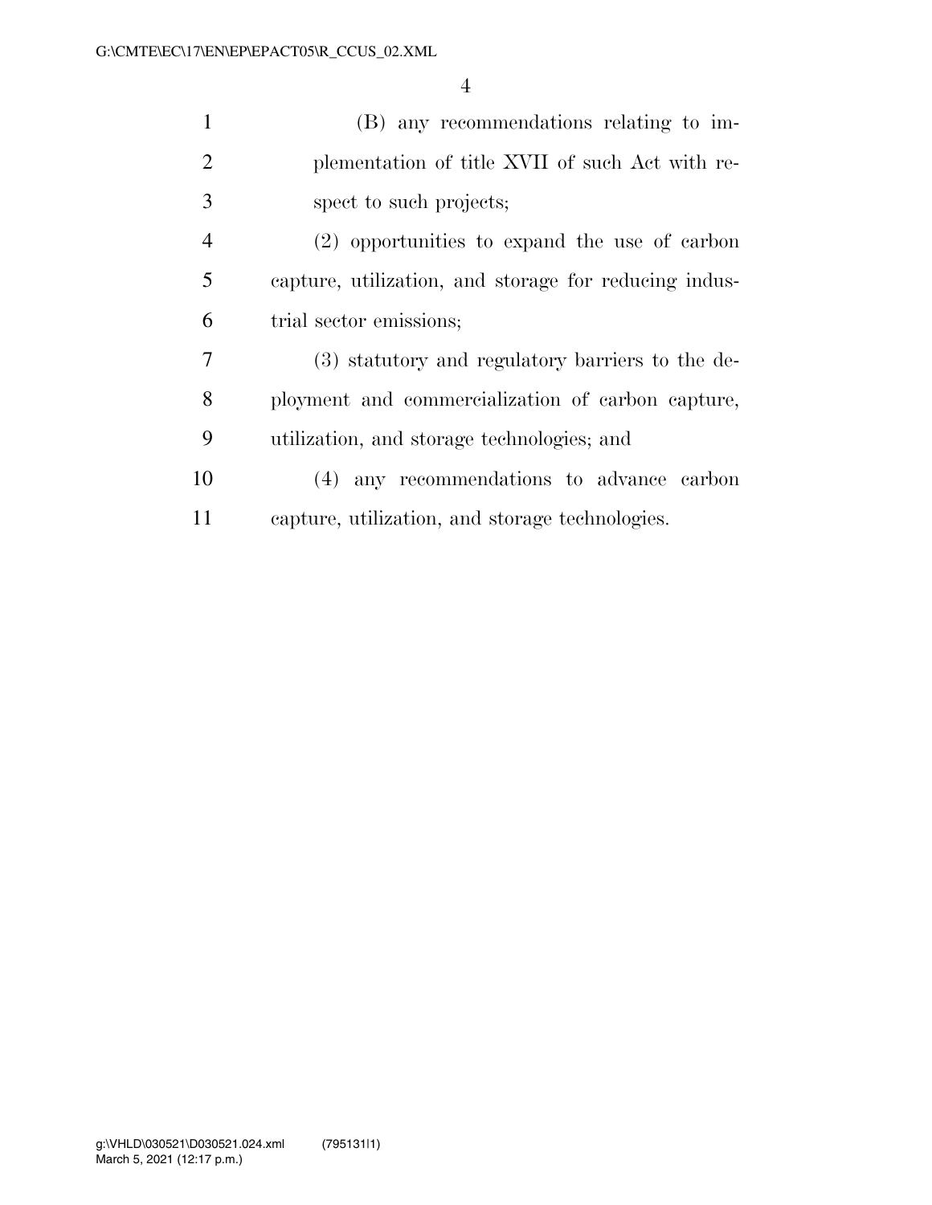(B) any recommendations relating to implementation of title XVII of such Act with respect to such projects;

(2) opportunities to expand the use of carbon capture, utilization, and storage for reducing industrial sector emissions;

(3) statutory and regulatory barriers to the deployment and commercialization of carbon capture, utilization, and storage technologies; and

(4) any recommendations to advance carbon capture, utilization, and storage technologies.